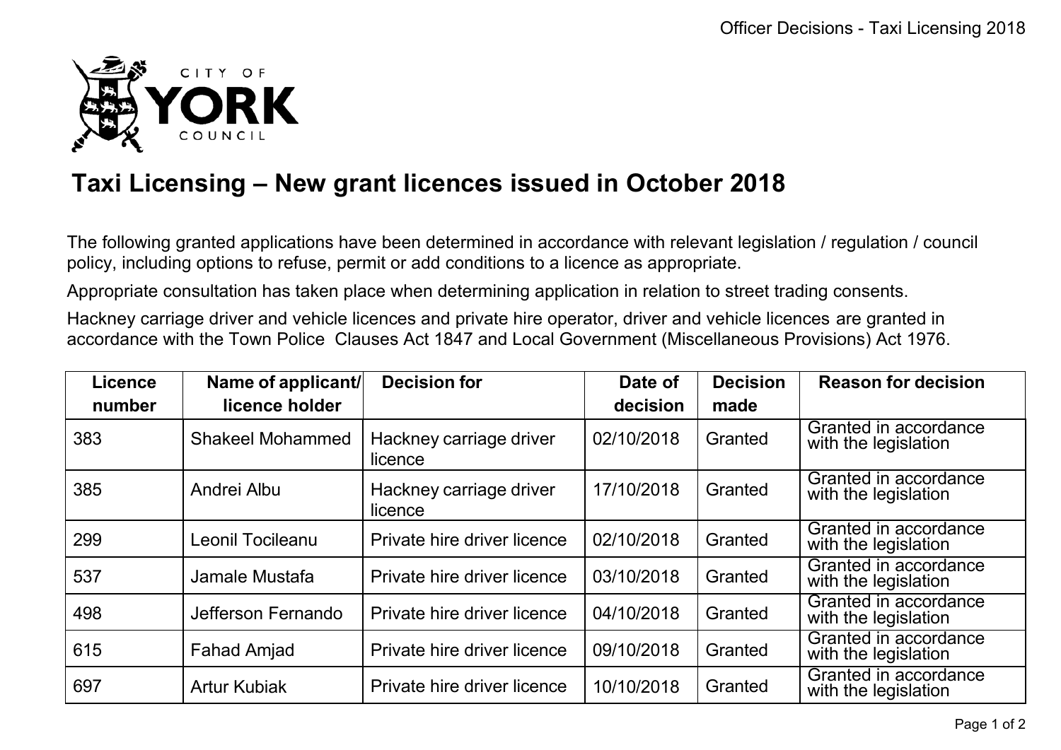# Taxi Licensing – New grant licences issued in October 2018

The following granted applications have been determined in accordance with relevant legislation / regulation / council policy, including options to refuse, permit or add conditions to a licence as appropriate.

Appropriate consultation has taken place when determining application in relation to street trading consents.

Hackney carriage driver and vehicle licences and private hire operator, driver and vehicle licences are granted in accordance with the Town Police Clauses Act 1847 and Local Government (Miscellaneous Provisions) Act 1976.

| Licence number | Name of applicant/ licence holder | Decision for | Date of decision | Decision made | Reason for decision |
|---|---|---|---|---|---|
| 383 | Shakeel Mohammed | Hackney carriage driver licence | 02/10/2018 | Granted | Granted in accordance with the legislation |
| 385 | Andrei Albu | Hackney carriage driver licence | 17/10/2018 | Granted | Granted in accordance with the legislation |
| 299 | Leonil Tocileanu | Private hire driver licence | 02/10/2018 | Granted | Granted in accordance with the legislation |
| 537 | Jamale Mustafa | Private hire driver licence | 03/10/2018 | Granted | Granted in accordance with the legislation |
| 498 | Jefferson Fernando | Private hire driver licence | 04/10/2018 | Granted | Granted in accordance with the legislation |
| 615 | Fahad Amjad | Private hire driver licence | 09/10/2018 | Granted | Granted in accordance with the legislation |
| 697 | Artur Kubiak | Private hire driver licence | 10/10/2018 | Granted | Granted in accordance with the legislation |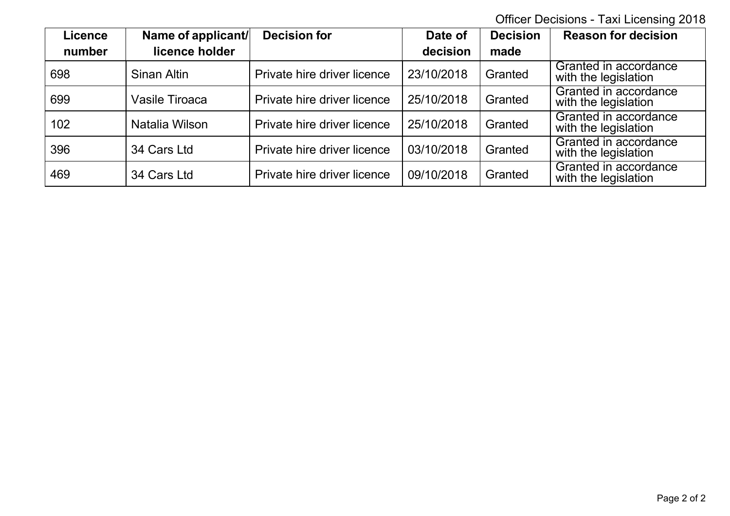| Licence number | Name of applicant/ licence holder | Decision for | Date of decision | Decision made | Reason for decision |
| --- | --- | --- | --- | --- | --- |
| 698 | Sinan Altin | Private hire driver licence | 23/10/2018 | Granted | Granted in accordance with the legislation |
| 699 | Vasile Tiroaca | Private hire driver licence | 25/10/2018 | Granted | Granted in accordance with the legislation |
| 102 | Natalia Wilson | Private hire driver licence | 25/10/2018 | Granted | Granted in accordance with the legislation |
| 396 | 34 Cars Ltd | Private hire driver licence | 03/10/2018 | Granted | Granted in accordance with the legislation |
| 469 | 34 Cars Ltd | Private hire driver licence | 09/10/2018 | Granted | Granted in accordance with the legislation |